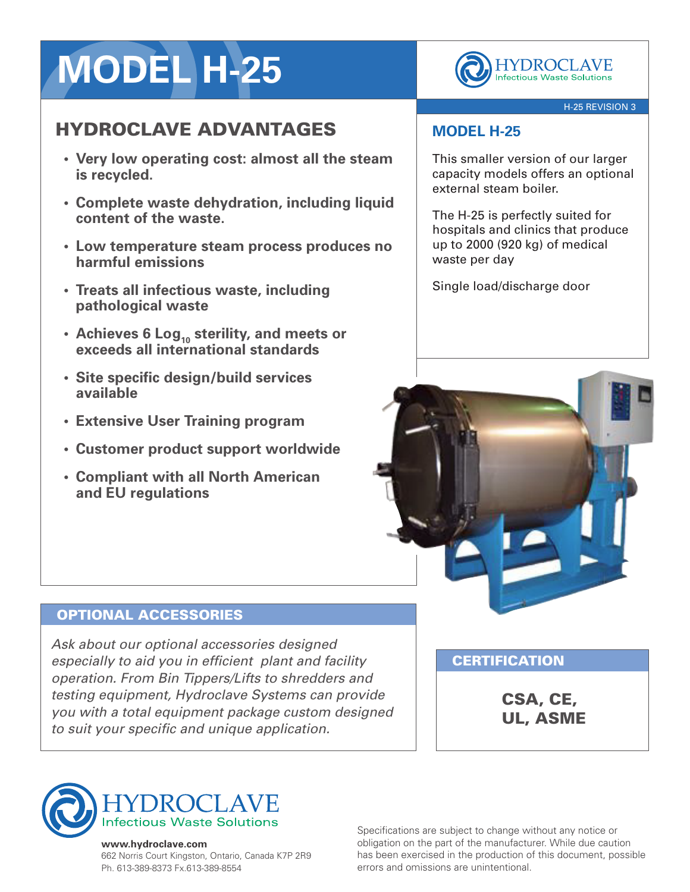# MODEL H-25

HYDROCLAVE
Infectious Waste Solutions

H-25 REVISION 3

## HYDROCLAVE ADVANTAGES

- **Very low operating cost: almost all the steam is recycled.**
- **Complete waste dehydration, including liquid content of the waste.**
- **Low temperature steam process produces no harmful emissions**
- **Treats all infectious waste, including pathological waste**
- **Achieves 6 $Log_{10}$ sterility, and meets or exceeds all international standards**
- **Site specific design/build services available**
- **Extensive User Training program**
- **Customer product support worldwide**
- **Compliant with all North American and EU regulations**

## MODEL H-25

This smaller version of our larger capacity models offers an optional external steam boiler.

The H-25 is perfectly suited for hospitals and clinics that produce up to 2000 (920 kg) of medical waste per day

Single load/discharge door

## OPTIONAL ACCESSORIES

*Ask about our optional accessories designed especially to aid you in efficient plant and facility operation. From Bin Tippers/Lifts to shredders and testing equipment, Hydroclave Systems can provide you with a total equipment package custom designed to suit your specific and unique application.*

## CERTIFICATION

**CSA, CE, UL, ASME**

HYDROCLAVE
Infectious Waste Solutions

**www.hydroclave.com**
662 Norris Court Kingston, Ontario, Canada K7P 2R9
Ph. 613-389-8373 Fx.613-389-8554

Specifications are subject to change without any notice or obligation on the part of the manufacturer. While due caution has been exercised in the production of this document, possible errors and omissions are unintentional.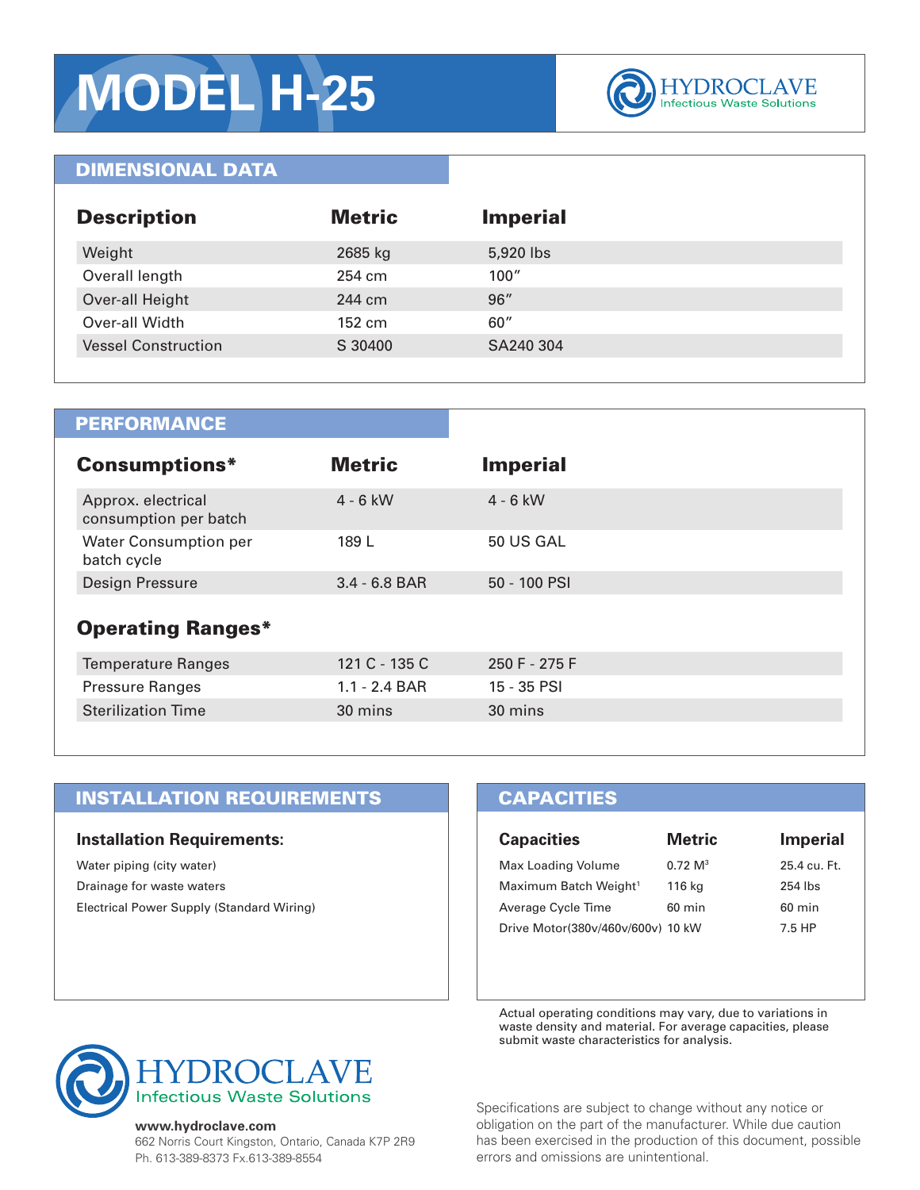# MODEL H-25

HYDROCLAVE
Infectious Waste Solutions

## DIMENSIONAL DATA

| Description | Metric | Imperial |
| --- | --- | --- |
| Weight | 2685 kg | 5,920 lbs |
| Overall length | 254 cm | 100″ |
| Over-all Height | 244 cm | 96″ |
| Over-all Width | 152 cm | 60″ |
| Vessel Construction | S 30400 | SA240 304 |

## PERFORMANCE

| Consumptions* | Metric | Imperial |
| --- | --- | --- |
| Approx. electrical consumption per batch | 4 - 6 kW | 4 - 6 kW |
| Water Consumption per batch cycle | 189 L | 50 US GAL |
| Design Pressure | 3.4 - 6.8 BAR | 50 - 100 PSI |

### Operating Ranges*

| | | |
| --- | --- | --- |
| Temperature Ranges | 121 C - 135 C | 250 F - 275 F |
| Pressure Ranges | 1.1 - 2.4 BAR | 15 - 35 PSI |
| Sterilization Time | 30 mins | 30 mins |

## INSTALLATION REQUIREMENTS

**Installation Requirements:**

Water piping (city water)
Drainage for waste waters
Electrical Power Supply (Standard Wiring)

## CAPACITIES

| Capacities | Metric | Imperial |
| --- | --- | --- |
| Max Loading Volume | 0.72 $M^3$ | 25.4 cu. Ft. |
| Maximum Batch Weight[1] | 116 kg | 254 lbs |
| Average Cycle Time | 60 min | 60 min |
| Drive Motor(380v/460v/600v) | 10 kW | 7.5 HP |

Actual operating conditions may vary, due to variations in waste density and material. For average capacities, please submit waste characteristics for analysis.

HYDROCLAVE
Infectious Waste Solutions

**www.hydroclave.com**
662 Norris Court Kingston, Ontario, Canada K7P 2R9
Ph. 613-389-8373 Fx.613-389-8554

Specifications are subject to change without any notice or obligation on the part of the manufacturer. While due caution has been exercised in the production of this document, possible errors and omissions are unintentional.